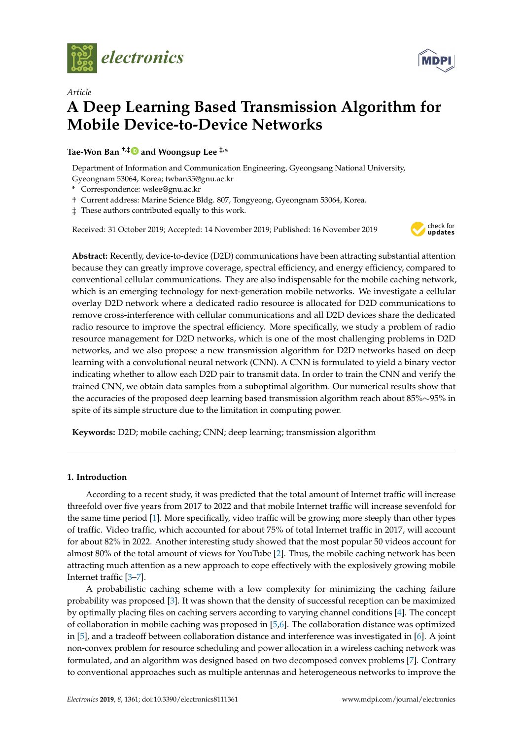*electronics*

Article

# A Deep Learning Based Transmission Algorithm for Mobile Device-to-Device Networks

**Tae-Won Ban** [†,‡] **and Woongsup Lee** [‡,*]

Department of Information and Communication Engineering, Gyeongsang National University, Gyeongnam 53064, Korea; twban35@gnu.ac.kr

\* Correspondence: wslee@gnu.ac.kr

† Current address: Marine Science Bldg. 807, Tongyeong, Gyeongnam 53064, Korea.

‡ These authors contributed equally to this work.

Received: 31 October 2019; Accepted: 14 November 2019; Published: 16 November 2019

**Abstract:** Recently, device-to-device (D2D) communications have been attracting substantial attention because they can greatly improve coverage, spectral efficiency, and energy efficiency, compared to conventional cellular communications. They are also indispensable for the mobile caching network, which is an emerging technology for next-generation mobile networks. We investigate a cellular overlay D2D network where a dedicated radio resource is allocated for D2D communications to remove cross-interference with cellular communications and all D2D devices share the dedicated radio resource to improve the spectral efficiency. More specifically, we study a problem of radio resource management for D2D networks, which is one of the most challenging problems in D2D networks, and we also propose a new transmission algorithm for D2D networks based on deep learning with a convolutional neural network (CNN). A CNN is formulated to yield a binary vector indicating whether to allow each D2D pair to transmit data. In order to train the CNN and verify the trained CNN, we obtain data samples from a suboptimal algorithm. Our numerical results show that the accuracies of the proposed deep learning based transmission algorithm reach about 85%∼95% in spite of its simple structure due to the limitation in computing power.

**Keywords:** D2D; mobile caching; CNN; deep learning; transmission algorithm

## 1. Introduction

According to a recent study, it was predicted that the total amount of Internet traffic will increase threefold over five years from 2017 to 2022 and that mobile Internet traffic will increase sevenfold for the same time period [1]. More specifically, video traffic will be growing more steeply than other types of traffic. Video traffic, which accounted for about 75% of total Internet traffic in 2017, will account for about 82% in 2022. Another interesting study showed that the most popular 50 videos account for almost 80% of the total amount of views for YouTube [2]. Thus, the mobile caching network has been attracting much attention as a new approach to cope effectively with the explosively growing mobile Internet traffic [3–7].

A probabilistic caching scheme with a low complexity for minimizing the caching failure probability was proposed [3]. It was shown that the density of successful reception can be maximized by optimally placing files on caching servers according to varying channel conditions [4]. The concept of collaboration in mobile caching was proposed in [5,6]. The collaboration distance was optimized in [5], and a tradeoff between collaboration distance and interference was investigated in [6]. A joint non-convex problem for resource scheduling and power allocation in a wireless caching network was formulated, and an algorithm was designed based on two decomposed convex problems [7]. Contrary to conventional approaches such as multiple antennas and heterogeneous networks to improve the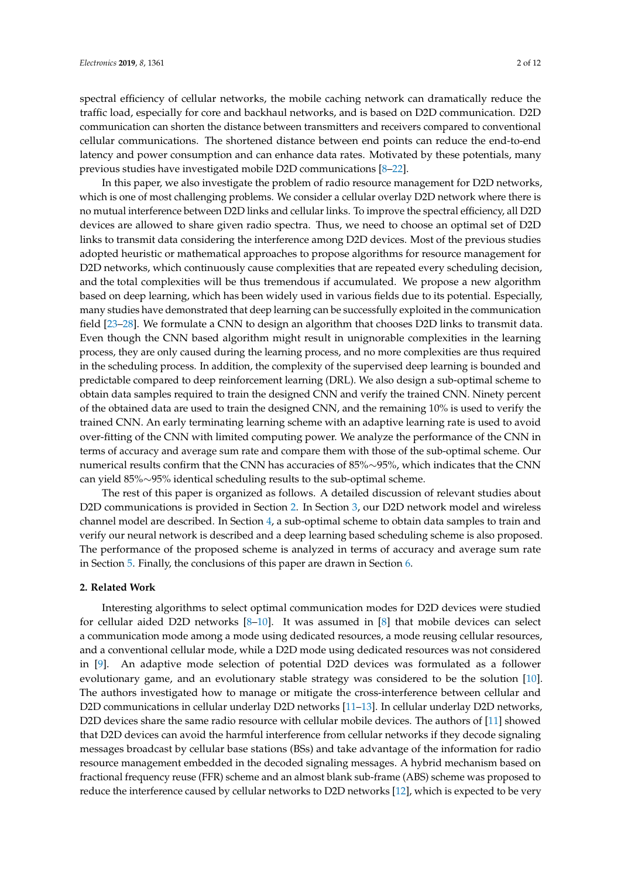spectral efficiency of cellular networks, the mobile caching network can dramatically reduce the traffic load, especially for core and backhaul networks, and is based on D2D communication. D2D communication can shorten the distance between transmitters and receivers compared to conventional cellular communications. The shortened distance between end points can reduce the end-to-end latency and power consumption and can enhance data rates. Motivated by these potentials, many previous studies have investigated mobile D2D communications [8–22].

In this paper, we also investigate the problem of radio resource management for D2D networks, which is one of most challenging problems. We consider a cellular overlay D2D network where there is no mutual interference between D2D links and cellular links. To improve the spectral efficiency, all D2D devices are allowed to share given radio spectra. Thus, we need to choose an optimal set of D2D links to transmit data considering the interference among D2D devices. Most of the previous studies adopted heuristic or mathematical approaches to propose algorithms for resource management for D2D networks, which continuously cause complexities that are repeated every scheduling decision, and the total complexities will be thus tremendous if accumulated. We propose a new algorithm based on deep learning, which has been widely used in various fields due to its potential. Especially, many studies have demonstrated that deep learning can be successfully exploited in the communication field [23–28]. We formulate a CNN to design an algorithm that chooses D2D links to transmit data. Even though the CNN based algorithm might result in unignorable complexities in the learning process, they are only caused during the learning process, and no more complexities are thus required in the scheduling process. In addition, the complexity of the supervised deep learning is bounded and predictable compared to deep reinforcement learning (DRL). We also design a sub-optimal scheme to obtain data samples required to train the designed CNN and verify the trained CNN. Ninety percent of the obtained data are used to train the designed CNN, and the remaining 10% is used to verify the trained CNN. An early terminating learning scheme with an adaptive learning rate is used to avoid over-fitting of the CNN with limited computing power. We analyze the performance of the CNN in terms of accuracy and average sum rate and compare them with those of the sub-optimal scheme. Our numerical results confirm that the CNN has accuracies of 85%∼95%, which indicates that the CNN can yield 85%∼95% identical scheduling results to the sub-optimal scheme.

The rest of this paper is organized as follows. A detailed discussion of relevant studies about D2D communications is provided in Section 2. In Section 3, our D2D network model and wireless channel model are described. In Section 4, a sub-optimal scheme to obtain data samples to train and verify our neural network is described and a deep learning based scheduling scheme is also proposed. The performance of the proposed scheme is analyzed in terms of accuracy and average sum rate in Section 5. Finally, the conclusions of this paper are drawn in Section 6.

## 2. Related Work

Interesting algorithms to select optimal communication modes for D2D devices were studied for cellular aided D2D networks [8–10]. It was assumed in [8] that mobile devices can select a communication mode among a mode using dedicated resources, a mode reusing cellular resources, and a conventional cellular mode, while a D2D mode using dedicated resources was not considered in [9]. An adaptive mode selection of potential D2D devices was formulated as a follower evolutionary game, and an evolutionary stable strategy was considered to be the solution [10]. The authors investigated how to manage or mitigate the cross-interference between cellular and D2D communications in cellular underlay D2D networks [11–13]. In cellular underlay D2D networks, D2D devices share the same radio resource with cellular mobile devices. The authors of [11] showed that D2D devices can avoid the harmful interference from cellular networks if they decode signaling messages broadcast by cellular base stations (BSs) and take advantage of the information for radio resource management embedded in the decoded signaling messages. A hybrid mechanism based on fractional frequency reuse (FFR) scheme and an almost blank sub-frame (ABS) scheme was proposed to reduce the interference caused by cellular networks to D2D networks [12], which is expected to be very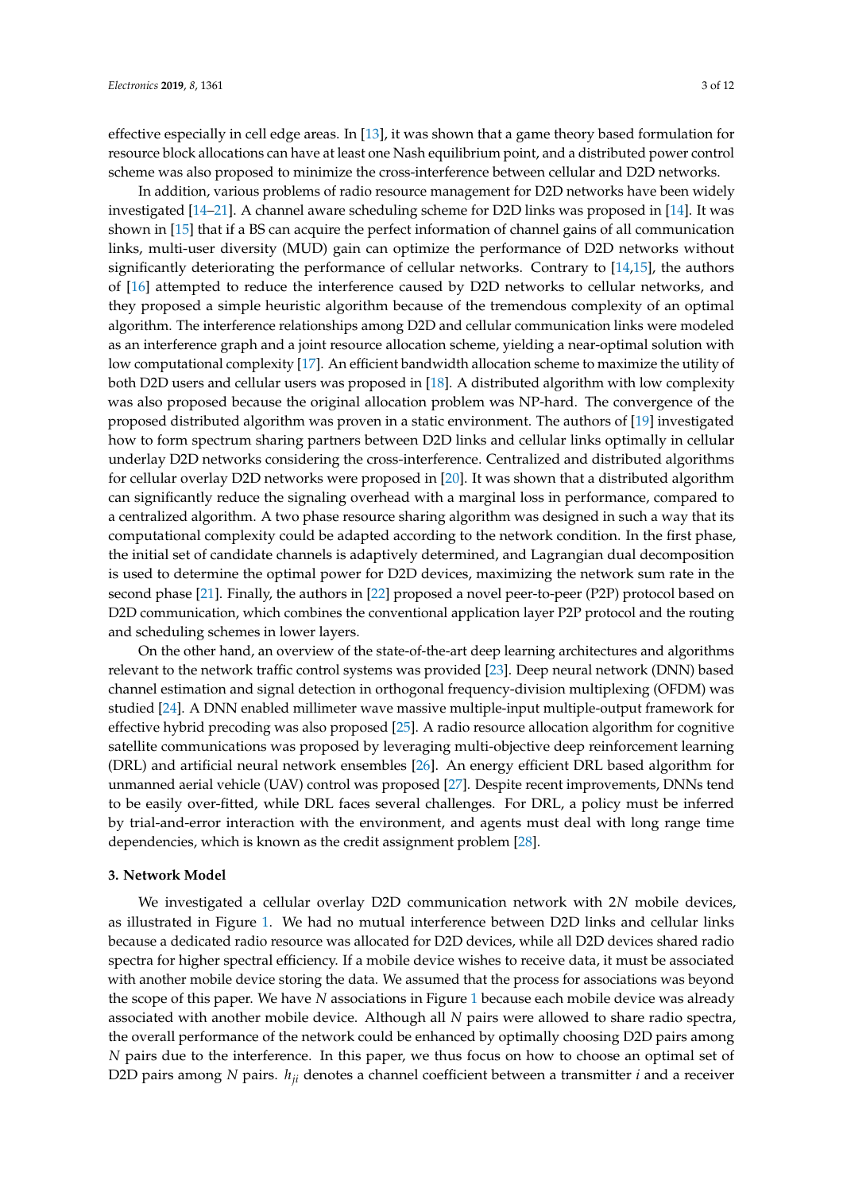effective especially in cell edge areas. In [13], it was shown that a game theory based formulation for resource block allocations can have at least one Nash equilibrium point, and a distributed power control scheme was also proposed to minimize the cross-interference between cellular and D2D networks.

In addition, various problems of radio resource management for D2D networks have been widely investigated [14–21]. A channel aware scheduling scheme for D2D links was proposed in [14]. It was shown in [15] that if a BS can acquire the perfect information of channel gains of all communication links, multi-user diversity (MUD) gain can optimize the performance of D2D networks without significantly deteriorating the performance of cellular networks. Contrary to [14,15], the authors of [16] attempted to reduce the interference caused by D2D networks to cellular networks, and they proposed a simple heuristic algorithm because of the tremendous complexity of an optimal algorithm. The interference relationships among D2D and cellular communication links were modeled as an interference graph and a joint resource allocation scheme, yielding a near-optimal solution with low computational complexity [17]. An efficient bandwidth allocation scheme to maximize the utility of both D2D users and cellular users was proposed in [18]. A distributed algorithm with low complexity was also proposed because the original allocation problem was NP-hard. The convergence of the proposed distributed algorithm was proven in a static environment. The authors of [19] investigated how to form spectrum sharing partners between D2D links and cellular links optimally in cellular underlay D2D networks considering the cross-interference. Centralized and distributed algorithms for cellular overlay D2D networks were proposed in [20]. It was shown that a distributed algorithm can significantly reduce the signaling overhead with a marginal loss in performance, compared to a centralized algorithm. A two phase resource sharing algorithm was designed in such a way that its computational complexity could be adapted according to the network condition. In the first phase, the initial set of candidate channels is adaptively determined, and Lagrangian dual decomposition is used to determine the optimal power for D2D devices, maximizing the network sum rate in the second phase [21]. Finally, the authors in [22] proposed a novel peer-to-peer (P2P) protocol based on D2D communication, which combines the conventional application layer P2P protocol and the routing and scheduling schemes in lower layers.

On the other hand, an overview of the state-of-the-art deep learning architectures and algorithms relevant to the network traffic control systems was provided [23]. Deep neural network (DNN) based channel estimation and signal detection in orthogonal frequency-division multiplexing (OFDM) was studied [24]. A DNN enabled millimeter wave massive multiple-input multiple-output framework for effective hybrid precoding was also proposed [25]. A radio resource allocation algorithm for cognitive satellite communications was proposed by leveraging multi-objective deep reinforcement learning (DRL) and artificial neural network ensembles [26]. An energy efficient DRL based algorithm for unmanned aerial vehicle (UAV) control was proposed [27]. Despite recent improvements, DNNs tend to be easily over-fitted, while DRL faces several challenges. For DRL, a policy must be inferred by trial-and-error interaction with the environment, and agents must deal with long range time dependencies, which is known as the credit assignment problem [28].

## 3. Network Model

We investigated a cellular overlay D2D communication network with $2N$ mobile devices, as illustrated in Figure 1. We had no mutual interference between D2D links and cellular links because a dedicated radio resource was allocated for D2D devices, while all D2D devices shared radio spectra for higher spectral efficiency. If a mobile device wishes to receive data, it must be associated with another mobile device storing the data. We assumed that the process for associations was beyond the scope of this paper. We have $N$ associations in Figure 1 because each mobile device was already associated with another mobile device. Although all $N$ pairs were allowed to share radio spectra, the overall performance of the network could be enhanced by optimally choosing D2D pairs among $N$ pairs due to the interference. In this paper, we thus focus on how to choose an optimal set of D2D pairs among $N$ pairs. $h_{ji}$ denotes a channel coefficient between a transmitter $i$ and a receiver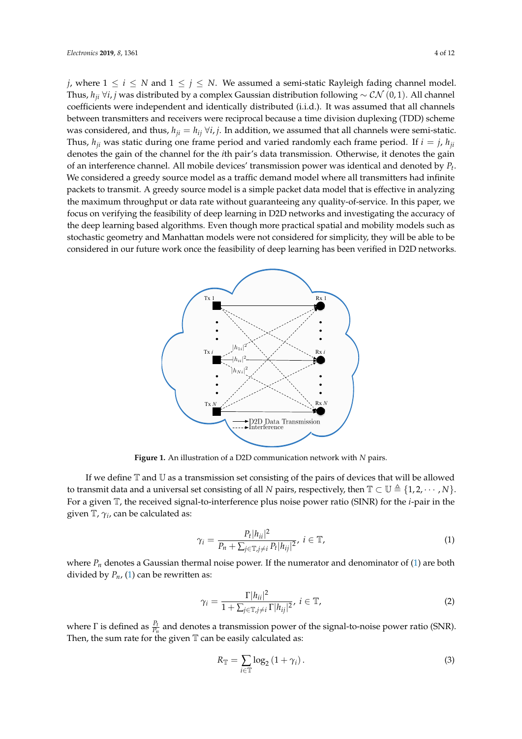$j$, where $1 \leq i \leq N$ and $1 \leq j \leq N$. We assumed a semi-static Rayleigh fading channel model. Thus, $h_{ji}$ $\forall i, j$ was distributed by a complex Gaussian distribution following $\sim \mathcal{CN}(0, 1)$. All channel coefficients were independent and identically distributed (i.i.d.). It was assumed that all channels between transmitters and receivers were reciprocal because a time division duplexing (TDD) scheme was considered, and thus, $h_{ji} = h_{ij}$ $\forall i, j$. In addition, we assumed that all channels were semi-static. Thus, $h_{ji}$ was static during one frame period and varied randomly each frame period. If $i = j$, $h_{ji}$ denotes the gain of the channel for the $i$th pair's data transmission. Otherwise, it denotes the gain of an interference channel. All mobile devices' transmission power was identical and denoted by $P_t$. We considered a greedy source model as a traffic demand model where all transmitters had infinite packets to transmit. A greedy source model is a simple packet data model that is effective in analyzing the maximum throughput or data rate without guaranteeing any quality-of-service. In this paper, we focus on verifying the feasibility of deep learning in D2D networks and investigating the accuracy of the deep learning based algorithms. Even though more practical spatial and mobility models such as stochastic geometry and Manhattan models were not considered for simplicity, they will be able to be considered in our future work once the feasibility of deep learning has been verified in D2D networks.

**Figure 1.** An illustration of a D2D communication network with $N$ pairs.

If we define $\mathbb{T}$ and $\mathbb{U}$ as a transmission set consisting of the pairs of devices that will be allowed to transmit data and a universal set consisting of all $N$ pairs, respectively, then $\mathbb{T} \subset \mathbb{U} \triangleq \{1, 2, \cdots, N\}$. For a given $\mathbb{T}$, the received signal-to-interference plus noise power ratio (SINR) for the $i$-pair in the given $\mathbb{T}$, $\gamma_i$, can be calculated as:

$$\gamma_i = \frac{P_t |h_{ii}|^2}{P_n + \sum_{j \in \mathbb{T}, j \neq i} P_t |h_{ij}|^2}, \; i \in \mathbb{T}, \tag{1}$$

where $P_n$ denotes a Gaussian thermal noise power. If the numerator and denominator of (1) are both divided by $P_n$, (1) can be rewritten as:

$$\gamma_i = \frac{\Gamma |h_{ii}|^2}{1 + \sum_{j \in \mathbb{T}, j \neq i} \Gamma |h_{ij}|^2}, \; i \in \mathbb{T}, \tag{2}$$

where $\Gamma$ is defined as $\frac{P_t}{P_n}$ and denotes a transmission power of the signal-to-noise power ratio (SNR). Then, the sum rate for the given $\mathbb{T}$ can be easily calculated as:

$$R_{\mathbb{T}} = \sum_{i \in \mathbb{T}} \log_2 (1 + \gamma_i). \tag{3}$$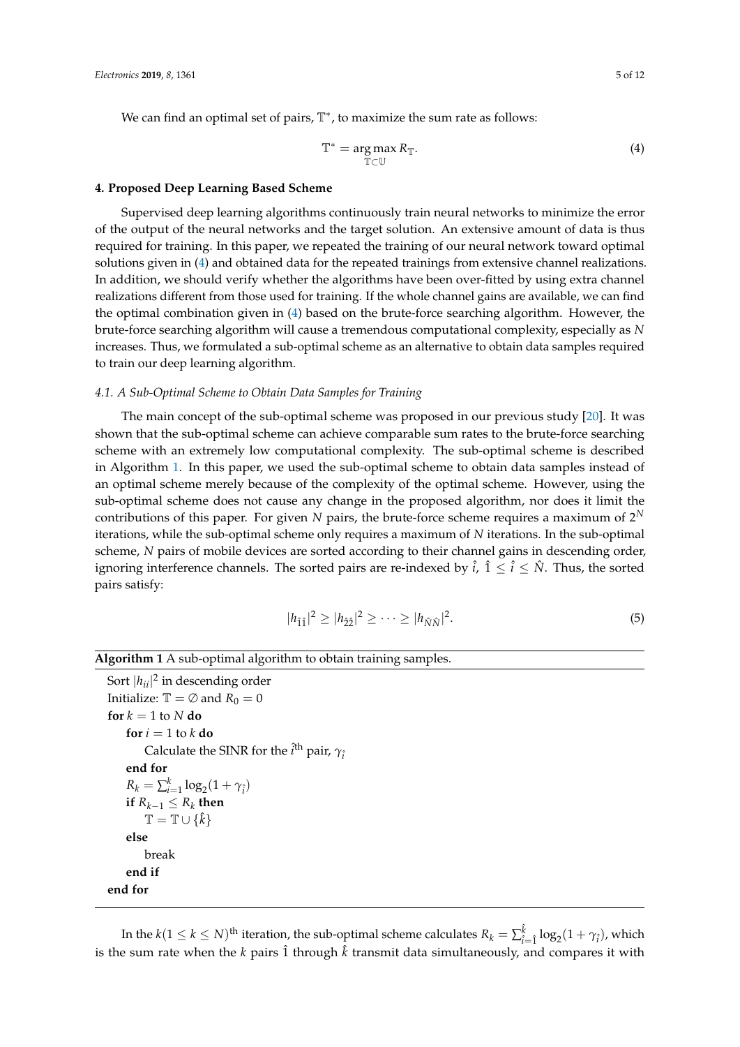We can find an optimal set of pairs, $\mathbb{T}^*$, to maximize the sum rate as follows:

$$\mathbb{T}^* = \arg\max_{\mathbb{T} \subset \mathbb{U}} R_{\mathbb{T}}. \tag{4}$$

## 4. Proposed Deep Learning Based Scheme

Supervised deep learning algorithms continuously train neural networks to minimize the error of the output of the neural networks and the target solution. An extensive amount of data is thus required for training. In this paper, we repeated the training of our neural network toward optimal solutions given in (4) and obtained data for the repeated trainings from extensive channel realizations. In addition, we should verify whether the algorithms have been over-fitted by using extra channel realizations different from those used for training. If the whole channel gains are available, we can find the optimal combination given in (4) based on the brute-force searching algorithm. However, the brute-force searching algorithm will cause a tremendous computational complexity, especially as $N$ increases. Thus, we formulated a sub-optimal scheme as an alternative to obtain data samples required to train our deep learning algorithm.

### *4.1. A Sub-Optimal Scheme to Obtain Data Samples for Training*

The main concept of the sub-optimal scheme was proposed in our previous study [20]. It was shown that the sub-optimal scheme can achieve comparable sum rates to the brute-force searching scheme with an extremely low computational complexity. The sub-optimal scheme is described in Algorithm 1. In this paper, we used the sub-optimal scheme to obtain data samples instead of an optimal scheme merely because of the complexity of the optimal scheme. However, using the sub-optimal scheme does not cause any change in the proposed algorithm, nor does it limit the contributions of this paper. For given $N$ pairs, the brute-force scheme requires a maximum of $2^N$ iterations, while the sub-optimal scheme only requires a maximum of $N$ iterations. In the sub-optimal scheme, $N$ pairs of mobile devices are sorted according to their channel gains in descending order, ignoring interference channels. The sorted pairs are re-indexed by $\hat{i}$, $\hat{1} \leq \hat{i} \leq \hat{N}$. Thus, the sorted pairs satisfy:

$$|h_{\hat{1}\hat{1}}|^2 \geq |h_{\hat{2}\hat{2}}|^2 \geq \cdots \geq |h_{\hat{N}\hat{N}}|^2. \tag{5}$$

**Algorithm 1** A sub-optimal algorithm to obtain training samples.

Sort $|h_{ii}|^2$ in descending order  
Initialize: $\mathbb{T} = \emptyset$ and $R_0 = 0$  
**for** $k = 1$ to $N$ **do**  
&nbsp;&nbsp;&nbsp;&nbsp;**for** $i = 1$ to $k$ **do**  
&nbsp;&nbsp;&nbsp;&nbsp;&nbsp;&nbsp;&nbsp;&nbsp;Calculate the SINR for the $\hat{i}^{\text{th}}$ pair, $\gamma_{\hat{i}}$  
&nbsp;&nbsp;&nbsp;&nbsp;**end for**  
&nbsp;&nbsp;&nbsp;&nbsp;$R_k = \sum_{i=1}^{k} \log_2(1 + \gamma_{\hat{i}})$  
&nbsp;&nbsp;&nbsp;&nbsp;**if** $R_{k-1} \leq R_k$ **then**  
&nbsp;&nbsp;&nbsp;&nbsp;&nbsp;&nbsp;&nbsp;&nbsp;$\mathbb{T} = \mathbb{T} \cup \{\hat{k}\}$  
&nbsp;&nbsp;&nbsp;&nbsp;**else**  
&nbsp;&nbsp;&nbsp;&nbsp;&nbsp;&nbsp;&nbsp;&nbsp;break  
&nbsp;&nbsp;&nbsp;&nbsp;**end if**  
**end for**

In the $k(1 \leq k \leq N)^{\text{th}}$ iteration, the sub-optimal scheme calculates $R_k = \sum_{\hat{i}=\hat{1}}^{\hat{k}} \log_2(1 + \gamma_{\hat{i}})$, which is the sum rate when the $k$ pairs $\hat{1}$ through $\hat{k}$ transmit data simultaneously, and compares it with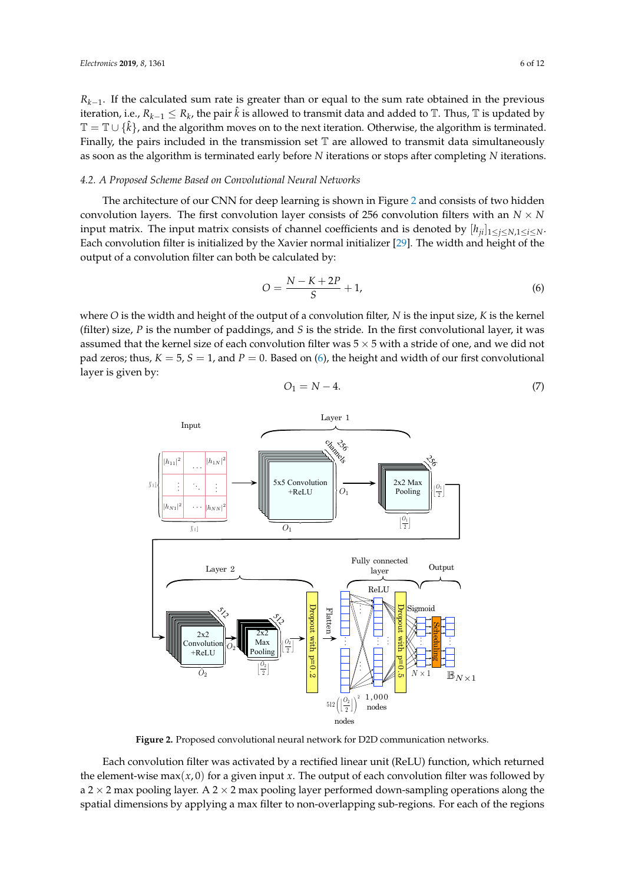$R_{k-1}$. If the calculated sum rate is greater than or equal to the sum rate obtained in the previous iteration, i.e., $R_{k-1} \leq R_k$, the pair $\hat{k}$ is allowed to transmit data and added to $\mathbb{T}$. Thus, $\mathbb{T}$ is updated by $\mathbb{T} = \mathbb{T} \cup \{\hat{k}\}$, and the algorithm moves on to the next iteration. Otherwise, the algorithm is terminated. Finally, the pairs included in the transmission set $\mathbb{T}$ are allowed to transmit data simultaneously as soon as the algorithm is terminated early before $N$ iterations or stops after completing $N$ iterations.

### *4.2. A Proposed Scheme Based on Convolutional Neural Networks*

The architecture of our CNN for deep learning is shown in Figure 2 and consists of two hidden convolution layers. The first convolution layer consists of 256 convolution filters with an $N \times N$ input matrix. The input matrix consists of channel coefficients and is denoted by $[h_{ji}]_{1 \leq j \leq N, 1 \leq i \leq N}$. Each convolution filter is initialized by the Xavier normal initializer [29]. The width and height of the output of a convolution filter can both be calculated by:

$$O = \frac{N - K + 2P}{S} + 1, \tag{6}$$

where $O$ is the width and height of the output of a convolution filter, $N$ is the input size, $K$ is the kernel (filter) size, $P$ is the number of paddings, and $S$ is the stride. In the first convolutional layer, it was assumed that the kernel size of each convolution filter was $5 \times 5$ with a stride of one, and we did not pad zeros; thus, $K = 5$, $S = 1$, and $P = 0$. Based on (6), the height and width of our first convolutional layer is given by:

$$O_1 = N - 4. \tag{7}$$

**Figure 2.** Proposed convolutional neural network for D2D communication networks.

Each convolution filter was activated by a rectified linear unit (ReLU) function, which returned the element-wise $\max(x, 0)$ for a given input $x$. The output of each convolution filter was followed by a $2 \times 2$ max pooling layer. A $2 \times 2$ max pooling layer performed down-sampling operations along the spatial dimensions by applying a max filter to non-overlapping sub-regions. For each of the regions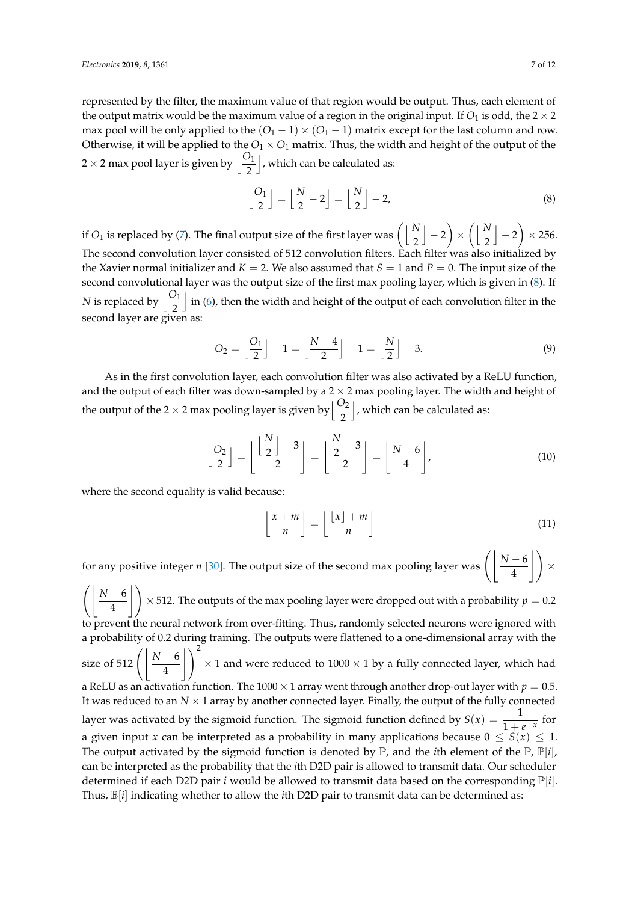represented by the filter, the maximum value of that region would be output. Thus, each element of the output matrix would be the maximum value of a region in the original input. If $O_1$ is odd, the $2 \times 2$ max pool will be only applied to the $(O_1 - 1) \times (O_1 - 1)$ matrix except for the last column and row. Otherwise, it will be applied to the $O_1 \times O_1$ matrix. Thus, the width and height of the output of the $2 \times 2$ max pool layer is given by $\left\lfloor \frac{O_1}{2} \right\rfloor$, which can be calculated as:

$$\left\lfloor \frac{O_1}{2} \right\rfloor = \left\lfloor \frac{N}{2} - 2 \right\rfloor = \left\lfloor \frac{N}{2} \right\rfloor - 2, \tag{8}$$

if $O_1$ is replaced by (7). The final output size of the first layer was $\left( \left\lfloor \frac{N}{2} \right\rfloor - 2 \right) \times \left( \left\lfloor \frac{N}{2} \right\rfloor - 2 \right) \times 256$. The second convolution layer consisted of 512 convolution filters. Each filter was also initialized by the Xavier normal initializer and $K = 2$. We also assumed that $S = 1$ and $P = 0$. The input size of the second convolutional layer was the output size of the first max pooling layer, which is given in (8). If $N$ is replaced by $\left\lfloor \frac{O_1}{2} \right\rfloor$ in (6), then the width and height of the output of each convolution filter in the second layer are given as:

$$O_2 = \left\lfloor \frac{O_1}{2} \right\rfloor - 1 = \left\lfloor \frac{N-4}{2} \right\rfloor - 1 = \left\lfloor \frac{N}{2} \right\rfloor - 3. \tag{9}$$

As in the first convolution layer, each convolution filter was also activated by a ReLU function, and the output of each filter was down-sampled by a $2 \times 2$ max pooling layer. The width and height of the output of the $2 \times 2$ max pooling layer is given by $\left\lfloor \frac{O_2}{2} \right\rfloor$, which can be calculated as:

$$\left\lfloor \frac{O_2}{2} \right\rfloor = \left\lfloor \frac{\left\lfloor \frac{N}{2} \right\rfloor - 3}{2} \right\rfloor = \left\lfloor \frac{\frac{N}{2} - 3}{2} \right\rfloor = \left\lfloor \frac{N-6}{4} \right\rfloor, \tag{10}$$

where the second equality is valid because:

$$\left\lfloor \frac{x+m}{n} \right\rfloor = \left\lfloor \frac{\lfloor x \rfloor + m}{n} \right\rfloor \tag{11}$$

for any positive integer $n$ [30]. The output size of the second max pooling layer was $\left( \left\lfloor \frac{N-6}{4} \right\rfloor \right) \times \left( \left\lfloor \frac{N-6}{4} \right\rfloor \right) \times 512$. The outputs of the max pooling layer were dropped out with a probability $p = 0.2$ to prevent the neural network from over-fitting. Thus, randomly selected neurons were ignored with a probability of 0.2 during training. The outputs were flattened to a one-dimensional array with the size of $512 \left( \left\lfloor \frac{N-6}{4} \right\rfloor \right)^2 \times 1$ and were reduced to $1000 \times 1$ by a fully connected layer, which had a ReLU as an activation function. The $1000 \times 1$ array went through another drop-out layer with $p = 0.5$. It was reduced to an $N \times 1$ array by another connected layer. Finally, the output of the fully connected layer was activated by the sigmoid function. The sigmoid function defined by $S(x) = \frac{1}{1+e^{-x}}$ for a given input $x$ can be interpreted as a probability in many applications because $0 \leq S(x) \leq 1$. The output activated by the sigmoid function is denoted by $\mathbb{P}$, and the $i$th element of the $\mathbb{P}$, $\mathbb{P}[i]$, can be interpreted as the probability that the $i$th D2D pair is allowed to transmit data. Our scheduler determined if each D2D pair $i$ would be allowed to transmit data based on the corresponding $\mathbb{P}[i]$. Thus, $\mathbb{B}[i]$ indicating whether to allow the $i$th D2D pair to transmit data can be determined as: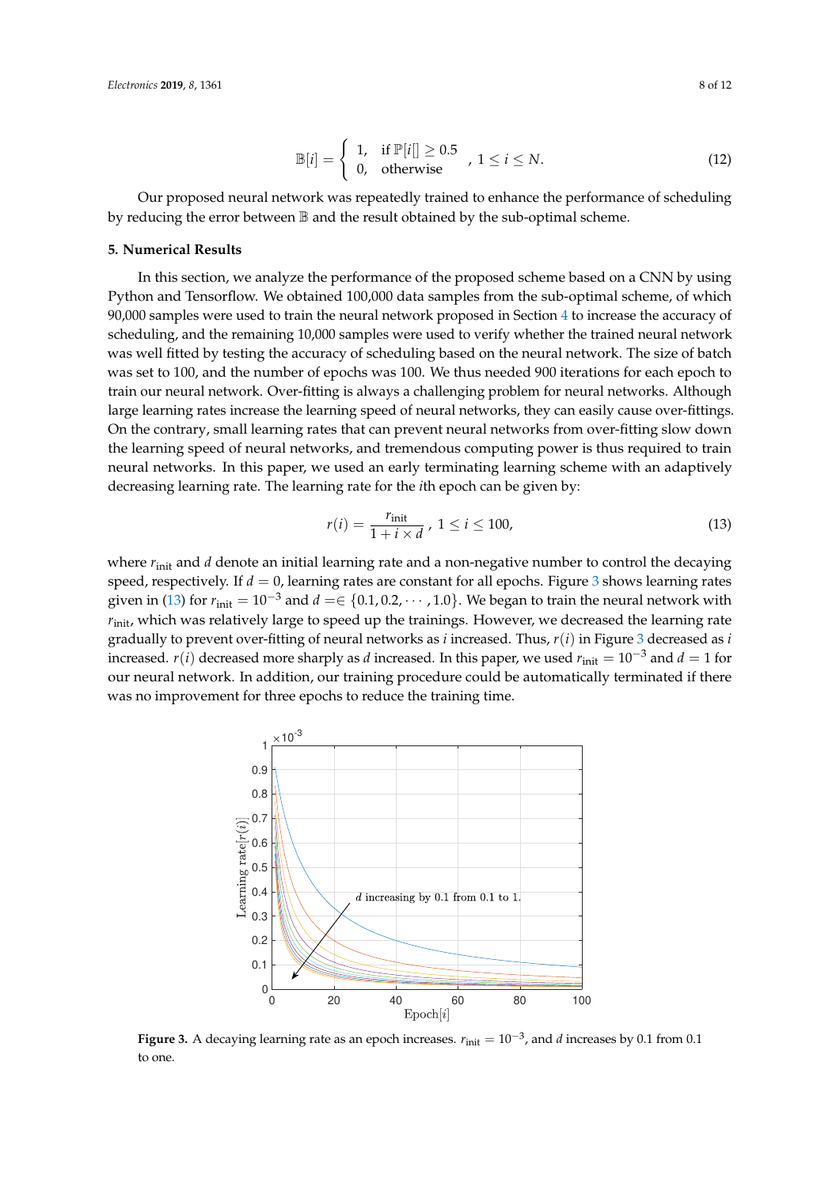$$\mathbb{B}[i] = \begin{cases} 1, & \text{if } \mathbb{P}[i[] \geq 0.5 \\ 0, & \text{otherwise} \end{cases}, \; 1 \leq i \leq N. \tag{12}$$

Our proposed neural network was repeatedly trained to enhance the performance of scheduling by reducing the error between $\mathbb{B}$ and the result obtained by the sub-optimal scheme.

## 5. Numerical Results

In this section, we analyze the performance of the proposed scheme based on a CNN by using Python and Tensorflow. We obtained 100,000 data samples from the sub-optimal scheme, of which 90,000 samples were used to train the neural network proposed in Section 4 to increase the accuracy of scheduling, and the remaining 10,000 samples were used to verify whether the trained neural network was well fitted by testing the accuracy of scheduling based on the neural network. The size of batch was set to 100, and the number of epochs was 100. We thus needed 900 iterations for each epoch to train our neural network. Over-fitting is always a challenging problem for neural networks. Although large learning rates increase the learning speed of neural networks, they can easily cause over-fittings. On the contrary, small learning rates that can prevent neural networks from over-fitting slow down the learning speed of neural networks, and tremendous computing power is thus required to train neural networks. In this paper, we used an early terminating learning scheme with an adaptively decreasing learning rate. The learning rate for the $i$th epoch can be given by:

$$r(i) = \frac{r_{\text{init}}}{1 + i \times d}, \; 1 \leq i \leq 100, \tag{13}$$

where $r_{\text{init}}$ and $d$ denote an initial learning rate and a non-negative number to control the decaying speed, respectively. If $d = 0$, learning rates are constant for all epochs. Figure 3 shows learning rates given in (13) for $r_{\text{init}} = 10^{-3}$ and $d = \in \{0.1, 0.2, \cdots, 1.0\}$. We began to train the neural network with $r_{\text{init}}$, which was relatively large to speed up the trainings. However, we decreased the learning rate gradually to prevent over-fitting of neural networks as $i$ increased. Thus, $r(i)$ in Figure 3 decreased as $i$ increased. $r(i)$ decreased more sharply as $d$ increased. In this paper, we used $r_{\text{init}} = 10^{-3}$ and $d = 1$ for our neural network. In addition, our training procedure could be automatically terminated if there was no improvement for three epochs to reduce the training time.

**Figure 3.** A decaying learning rate as an epoch increases. $r_{\text{init}} = 10^{-3}$, and $d$ increases by 0.1 from 0.1 to one.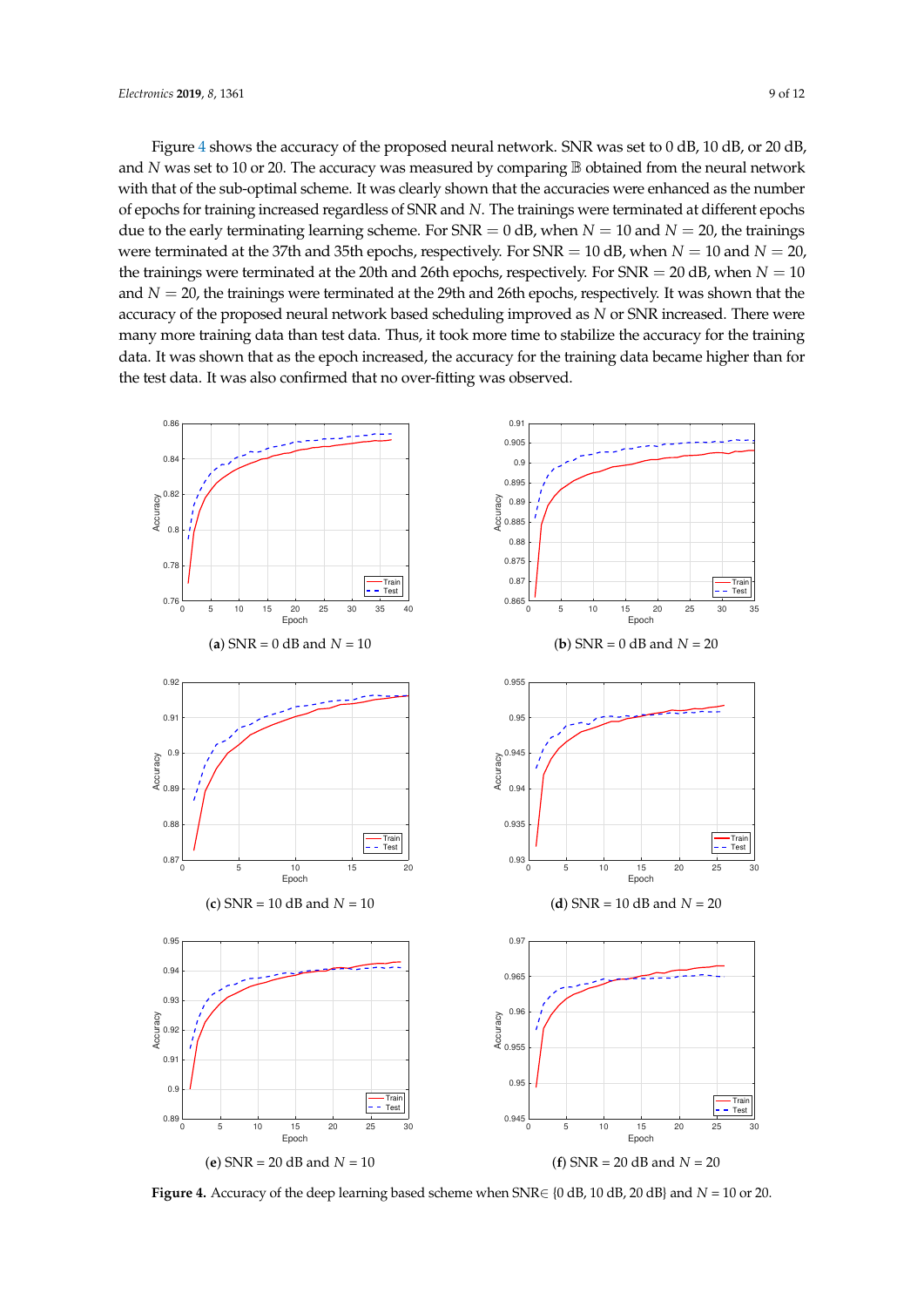Figure 4 shows the accuracy of the proposed neural network. SNR was set to 0 dB, 10 dB, or 20 dB, and $N$ was set to 10 or 20. The accuracy was measured by comparing $\mathbb{B}$ obtained from the neural network with that of the sub-optimal scheme. It was clearly shown that the accuracies were enhanced as the number of epochs for training increased regardless of SNR and $N$. The trainings were terminated at different epochs due to the early terminating learning scheme. For SNR $= 0$ dB, when $N = 10$ and $N = 20$, the trainings were terminated at the 37th and 35th epochs, respectively. For SNR $= 10$ dB, when $N = 10$ and $N = 20$, the trainings were terminated at the 20th and 26th epochs, respectively. For SNR $= 20$ dB, when $N = 10$ and $N = 20$, the trainings were terminated at the 29th and 26th epochs, respectively. It was shown that the accuracy of the proposed neural network based scheduling improved as $N$ or SNR increased. There were many more training data than test data. Thus, it took more time to stabilize the accuracy for the training data. It was shown that as the epoch increased, the accuracy for the training data became higher than for the test data. It was also confirmed that no over-fitting was observed.

(**a**) SNR = 0 dB and $N = 10$

(**b**) SNR = 0 dB and $N = 20$

(**c**) SNR = 10 dB and $N = 10$

(**d**) SNR = 10 dB and $N = 20$

(**e**) SNR = 20 dB and $N = 10$

(**f**) SNR = 20 dB and $N = 20$

**Figure 4.** Accuracy of the deep learning based scheme when SNR$\in$ {0 dB, 10 dB, 20 dB} and $N = 10$ or 20.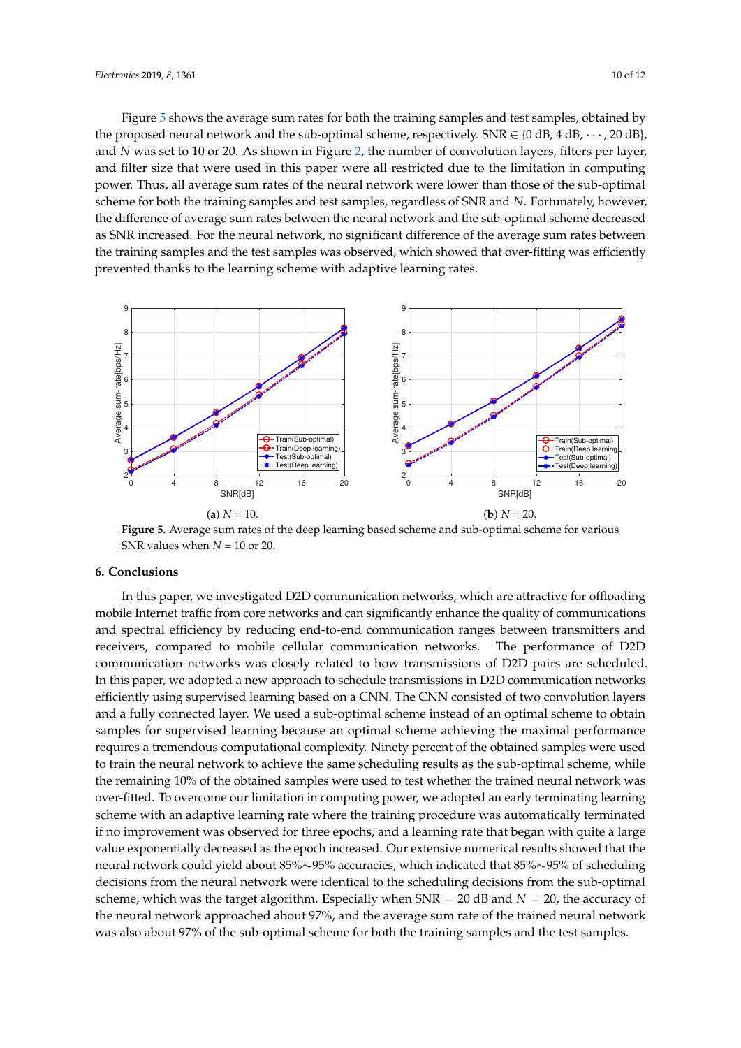Figure 5 shows the average sum rates for both the training samples and test samples, obtained by the proposed neural network and the sub-optimal scheme, respectively. SNR $\in$ {0 dB, 4 dB, $\cdots$, 20 dB}, and $N$ was set to 10 or 20. As shown in Figure 2, the number of convolution layers, filters per layer, and filter size that were used in this paper were all restricted due to the limitation in computing power. Thus, all average sum rates of the neural network were lower than those of the sub-optimal scheme for both the training samples and test samples, regardless of SNR and $N$. Fortunately, however, the difference of average sum rates between the neural network and the sub-optimal scheme decreased as SNR increased. For the neural network, no significant difference of the average sum rates between the training samples and the test samples was observed, which showed that over-fitting was efficiently prevented thanks to the learning scheme with adaptive learning rates.

(**a**) $N = 10$. (**b**) $N = 20$.

**Figure 5.** Average sum rates of the deep learning based scheme and sub-optimal scheme for various SNR values when $N = 10$ or 20.

## 6. Conclusions

In this paper, we investigated D2D communication networks, which are attractive for offloading mobile Internet traffic from core networks and can significantly enhance the quality of communications and spectral efficiency by reducing end-to-end communication ranges between transmitters and receivers, compared to mobile cellular communication networks. The performance of D2D communication networks was closely related to how transmissions of D2D pairs are scheduled. In this paper, we adopted a new approach to schedule transmissions in D2D communication networks efficiently using supervised learning based on a CNN. The CNN consisted of two convolution layers and a fully connected layer. We used a sub-optimal scheme instead of an optimal scheme to obtain samples for supervised learning because an optimal scheme achieving the maximal performance requires a tremendous computational complexity. Ninety percent of the obtained samples were used to train the neural network to achieve the same scheduling results as the sub-optimal scheme, while the remaining 10% of the obtained samples were used to test whether the trained neural network was over-fitted. To overcome our limitation in computing power, we adopted an early terminating learning scheme with an adaptive learning rate where the training procedure was automatically terminated if no improvement was observed for three epochs, and a learning rate that began with quite a large value exponentially decreased as the epoch increased. Our extensive numerical results showed that the neural network could yield about 85%$\sim$95% accuracies, which indicated that 85%$\sim$95% of scheduling decisions from the neural network were identical to the scheduling decisions from the sub-optimal scheme, which was the target algorithm. Especially when SNR $= 20$ dB and $N = 20$, the accuracy of the neural network approached about 97%, and the average sum rate of the trained neural network was also about 97% of the sub-optimal scheme for both the training samples and the test samples.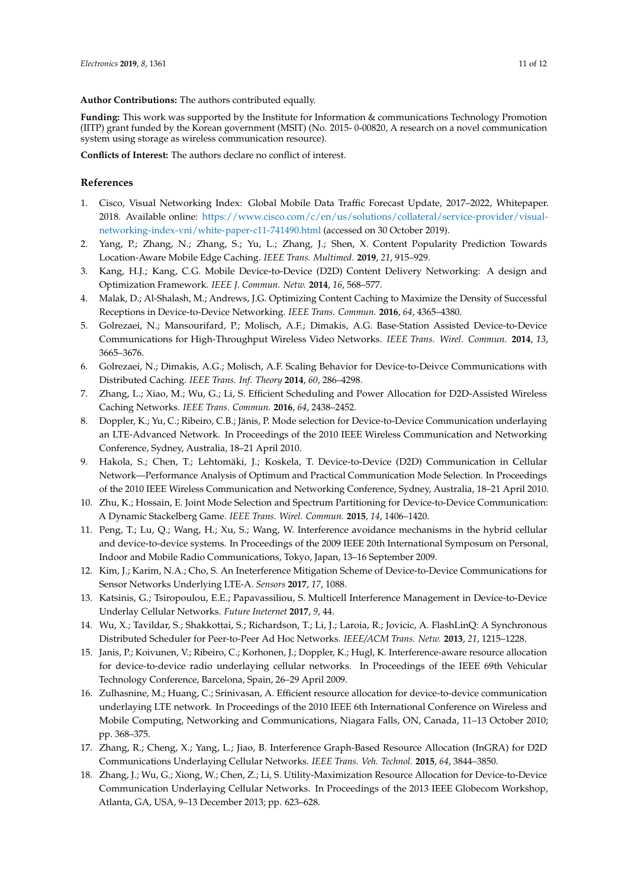**Author Contributions:** The authors contributed equally.

**Funding:** This work was supported by the Institute for Information & communications Technology Promotion (IITP) grant funded by the Korean government (MSIT) (No. 2015- 0-00820, A research on a novel communication system using storage as wireless communication resource).

**Conflicts of Interest:** The authors declare no conflict of interest.

## References

1. Cisco, Visual Networking Index: Global Mobile Data Traffic Forecast Update, 2017–2022, Whitepaper. 2018. Available online: https://www.cisco.com/c/en/us/solutions/collateral/service-provider/visual-networking-index-vni/white-paper-c11-741490.html (accessed on 30 October 2019).
2. Yang, P.; Zhang, N.; Zhang, S.; Yu, L.; Zhang, J.; Shen, X. Content Popularity Prediction Towards Location-Aware Mobile Edge Caching. *IEEE Trans. Multimed.* **2019**, *21*, 915–929.
3. Kang, H.J.; Kang, C.G. Mobile Device-to-Device (D2D) Content Delivery Networking: A design and Optimization Framework. *IEEE J. Commun. Netw.* **2014**, *16*, 568–577.
4. Malak, D.; Al-Shalash, M.; Andrews, J.G. Optimizing Content Caching to Maximize the Density of Successful Receptions in Device-to-Device Networking. *IEEE Trans. Commun.* **2016**, *64*, 4365–4380.
5. Golrezaei, N.; Mansourifard, P.; Molisch, A.F.; Dimakis, A.G. Base-Station Assisted Device-to-Device Communications for High-Throughput Wireless Video Networks. *IEEE Trans. Wirel. Commun.* **2014**, *13*, 3665–3676.
6. Golrezaei, N.; Dimakis, A.G.; Molisch, A.F. Scaling Behavior for Device-to-Deivce Communications with Distributed Caching. *IEEE Trans. Inf. Theory* **2014**, *60*, 286–4298.
7. Zhang, L.; Xiao, M.; Wu, G.; Li, S. Efficient Scheduling and Power Allocation for D2D-Assisted Wireless Caching Networks. *IEEE Trans. Commun.* **2016**, *64*, 2438–2452.
8. Doppler, K.; Yu, C.; Ribeiro, C.B.; Jänis, P. Mode selection for Device-to-Device Communication underlaying an LTE-Advanced Network. In Proceedings of the 2010 IEEE Wireless Communication and Networking Conference, Sydney, Australia, 18–21 April 2010.
9. Hakola, S.; Chen, T.; Lehtomäki, J.; Koskela, T. Device-to-Device (D2D) Communication in Cellular Network—Performance Analysis of Optimum and Practical Communication Mode Selection. In Proceedings of the 2010 IEEE Wireless Communication and Networking Conference, Sydney, Australia, 18–21 April 2010.
10. Zhu, K.; Hossain, E. Joint Mode Selection and Spectrum Partitioning for Device-to-Device Communication: A Dynamic Stackelberg Game. *IEEE Trans. Wirel. Commun.* **2015**, *14*, 1406–1420.
11. Peng, T.; Lu, Q.; Wang, H.; Xu, S.; Wang, W. Interference avoidance mechanisms in the hybrid cellular and device-to-device systems. In Proceedings of the 2009 IEEE 20th International Symposum on Personal, Indoor and Mobile Radio Communications, Tokyo, Japan, 13–16 September 2009.
12. Kim, J.; Karim, N.A.; Cho, S. An Ineterference Mitigation Scheme of Device-to-Device Communications for Sensor Networks Underlying LTE-A. *Sensors* **2017**, *17*, 1088.
13. Katsinis, G.; Tsiropoulou, E.E.; Papavassiliou, S. Multicell Interference Management in Device-to-Device Underlay Cellular Networks. *Future Ineternet* **2017**, *9*, 44.
14. Wu, X.; Tavildar, S.; Shakkottai, S.; Richardson, T.; Li, J.; Laroia, R.; Jovicic, A. FlashLinQ: A Synchronous Distributed Scheduler for Peer-to-Peer Ad Hoc Networks. *IEEE/ACM Trans. Netw.* **2013**, *21*, 1215–1228.
15. Janis, P.; Koivunen, V.; Ribeiro, C.; Korhonen, J.; Doppler, K.; Hugl, K. Interference-aware resource allocation for device-to-device radio underlaying cellular networks. In Proceedings of the IEEE 69th Vehicular Technology Conference, Barcelona, Spain, 26–29 April 2009.
16. Zulhasnine, M.; Huang, C.; Srinivasan, A. Efficient resource allocation for device-to-device communication underlaying LTE network. In Proceedings of the 2010 IEEE 6th International Conference on Wireless and Mobile Computing, Networking and Communications, Niagara Falls, ON, Canada, 11–13 October 2010; pp. 368–375.
17. Zhang, R.; Cheng, X.; Yang, L.; Jiao, B. Interference Graph-Based Resource Allocation (InGRA) for D2D Communications Underlaying Cellular Networks. *IEEE Trans. Veh. Technol.* **2015**, *64*, 3844–3850.
18. Zhang, J.; Wu, G.; Xiong, W.; Chen, Z.; Li, S. Utility-Maximization Resource Allocation for Device-to-Device Communication Underlaying Cellular Networks. In Proceedings of the 2013 IEEE Globecom Workshop, Atlanta, GA, USA, 9–13 December 2013; pp. 623–628.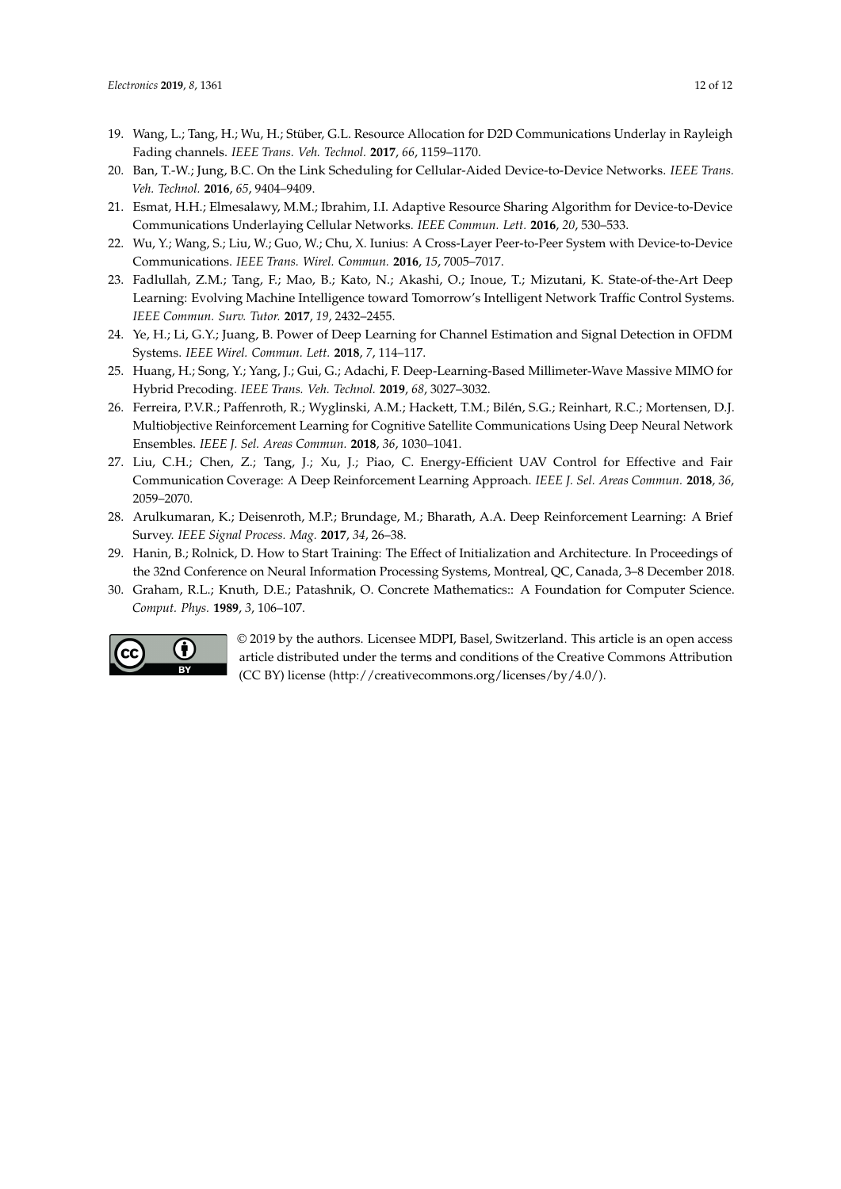19. Wang, L.; Tang, H.; Wu, H.; Stüber, G.L. Resource Allocation for D2D Communications Underlay in Rayleigh Fading channels. *IEEE Trans. Veh. Technol.* **2017**, *66*, 1159–1170.
20. Ban, T.-W.; Jung, B.C. On the Link Scheduling for Cellular-Aided Device-to-Device Networks. *IEEE Trans. Veh. Technol.* **2016**, *65*, 9404–9409.
21. Esmat, H.H.; Elmesalawy, M.M.; Ibrahim, I.I. Adaptive Resource Sharing Algorithm for Device-to-Device Communications Underlaying Cellular Networks. *IEEE Commun. Lett.* **2016**, *20*, 530–533.
22. Wu, Y.; Wang, S.; Liu, W.; Guo, W.; Chu, X. Iunius: A Cross-Layer Peer-to-Peer System with Device-to-Device Communications. *IEEE Trans. Wirel. Commun.* **2016**, *15*, 7005–7017.
23. Fadlullah, Z.M.; Tang, F.; Mao, B.; Kato, N.; Akashi, O.; Inoue, T.; Mizutani, K. State-of-the-Art Deep Learning: Evolving Machine Intelligence toward Tomorrow's Intelligent Network Traffic Control Systems. *IEEE Commun. Surv. Tutor.* **2017**, *19*, 2432–2455.
24. Ye, H.; Li, G.Y.; Juang, B. Power of Deep Learning for Channel Estimation and Signal Detection in OFDM Systems. *IEEE Wirel. Commun. Lett.* **2018**, *7*, 114–117.
25. Huang, H.; Song, Y.; Yang, J.; Gui, G.; Adachi, F. Deep-Learning-Based Millimeter-Wave Massive MIMO for Hybrid Precoding. *IEEE Trans. Veh. Technol.* **2019**, *68*, 3027–3032.
26. Ferreira, P.V.R.; Paffenroth, R.; Wyglinski, A.M.; Hackett, T.M.; Bilén, S.G.; Reinhart, R.C.; Mortensen, D.J. Multiobjective Reinforcement Learning for Cognitive Satellite Communications Using Deep Neural Network Ensembles. *IEEE J. Sel. Areas Commun.* **2018**, *36*, 1030–1041.
27. Liu, C.H.; Chen, Z.; Tang, J.; Xu, J.; Piao, C. Energy-Efficient UAV Control for Effective and Fair Communication Coverage: A Deep Reinforcement Learning Approach. *IEEE J. Sel. Areas Commun.* **2018**, *36*, 2059–2070.
28. Arulkumaran, K.; Deisenroth, M.P.; Brundage, M.; Bharath, A.A. Deep Reinforcement Learning: A Brief Survey. *IEEE Signal Process. Mag.* **2017**, *34*, 26–38.
29. Hanin, B.; Rolnick, D. How to Start Training: The Effect of Initialization and Architecture. In Proceedings of the 32nd Conference on Neural Information Processing Systems, Montreal, QC, Canada, 3–8 December 2018.
30. Graham, R.L.; Knuth, D.E.; Patashnik, O. Concrete Mathematics:: A Foundation for Computer Science. *Comput. Phys.* **1989**, *3*, 106–107.

© 2019 by the authors. Licensee MDPI, Basel, Switzerland. This article is an open access article distributed under the terms and conditions of the Creative Commons Attribution (CC BY) license (http://creativecommons.org/licenses/by/4.0/).